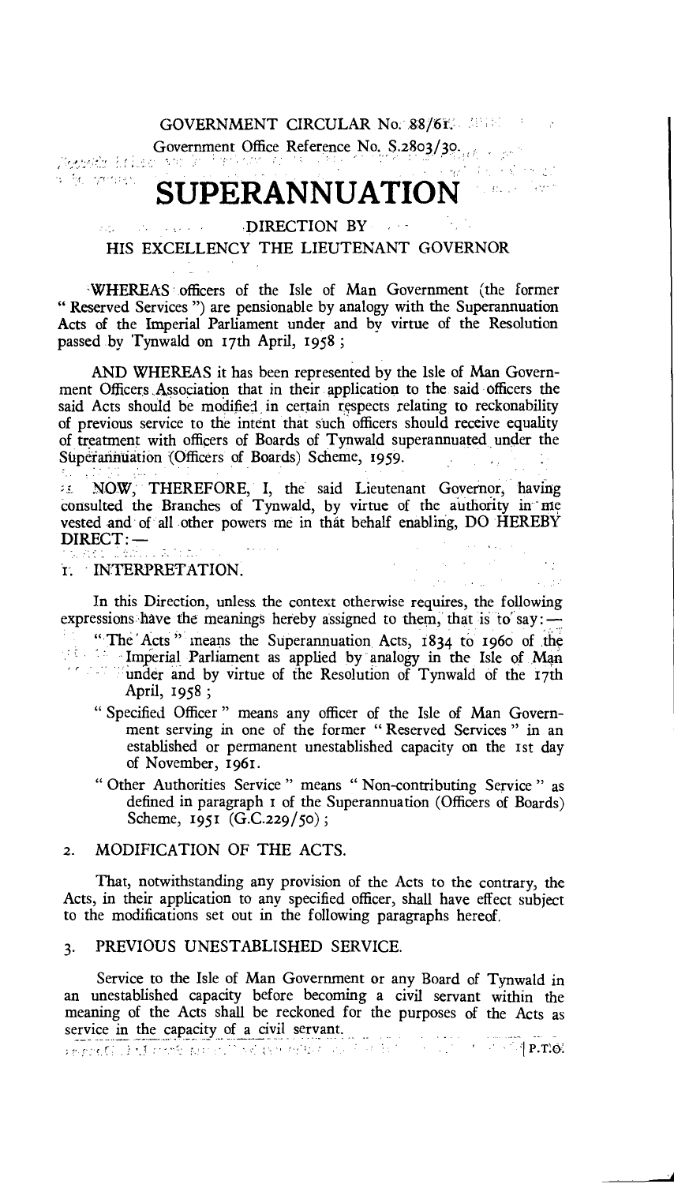GOVERNMENT CIRCULAR No. 88/61.

Government Office Reference No. S.2803/30.

# SUPERANNUATION

DIRECTION BY

HIS EXCELLENCY THE LIEUTENANT GOVERNOR

WHEREAS officers of the Isle of Man Government (the former "Reserved Services") are pensionable by analogy with the Superannuation Acts of the Imperial Parliament under and by virtue of the Resolution passed by Tynwald on 17th April, 1958;

AND WHEREAS it has been represented by the Isle of Man Government Officers Association that in their application to the said officers the said Acts should be modified in certain respects relating to reckonability of previous service to the intent that such officers should receive equality of treatment with officers of Boards of Tynwald superannuated under the Superannuation (Officers of Boards) Scheme, 1959.

NOW, THEREFORE, I, the said Lieutenant Governor, having consulted the Branches of Tynwald, by virtue of the authority in me vested and of all other powers me in that behalf enabling, DO HEREBY DIRECT:—

## 1. INTERPRETATION.

In this Direction, unless the context otherwise requires, the following expressions have the meanings hereby assigned to them, that is to say:—

"The Acts" means the Superannuation Acts, 1834 to 1960 of the Imperial Parliament as applied by analogy in the Isle of Man under and by virtue of the Resolution of Tynwald of the 17th April, 1958;

"Specified Officer" means any officer of the Isle of Man Government serving in one of the former "Reserved Services" in an established or permanent unestablished capacity on the 1st day of November, 1961.

"Other Authorities Service" means "Non-contributing Service" as defined in paragraph 1 of the Superannuation (Officers of Boards) Scheme, 1951 (G.C.229/50);

## 2. MODIFICATION OF THE ACTS.

That, notwithstanding any provision of the Acts to the contrary, the Acts, in their application to any specified officer, shall have effect subject to the modifications set out in the following paragraphs hereof.

## 3. PREVIOUS UNESTABLISHED SERVICE.

Service to the Isle of Man Government or any Board of Tynwald in an unestablished capacity before becoming a civil servant within the meaning of the Acts shall be reckoned for the purposes of the Acts as service in the capacity of a civil servant.

P.T.O.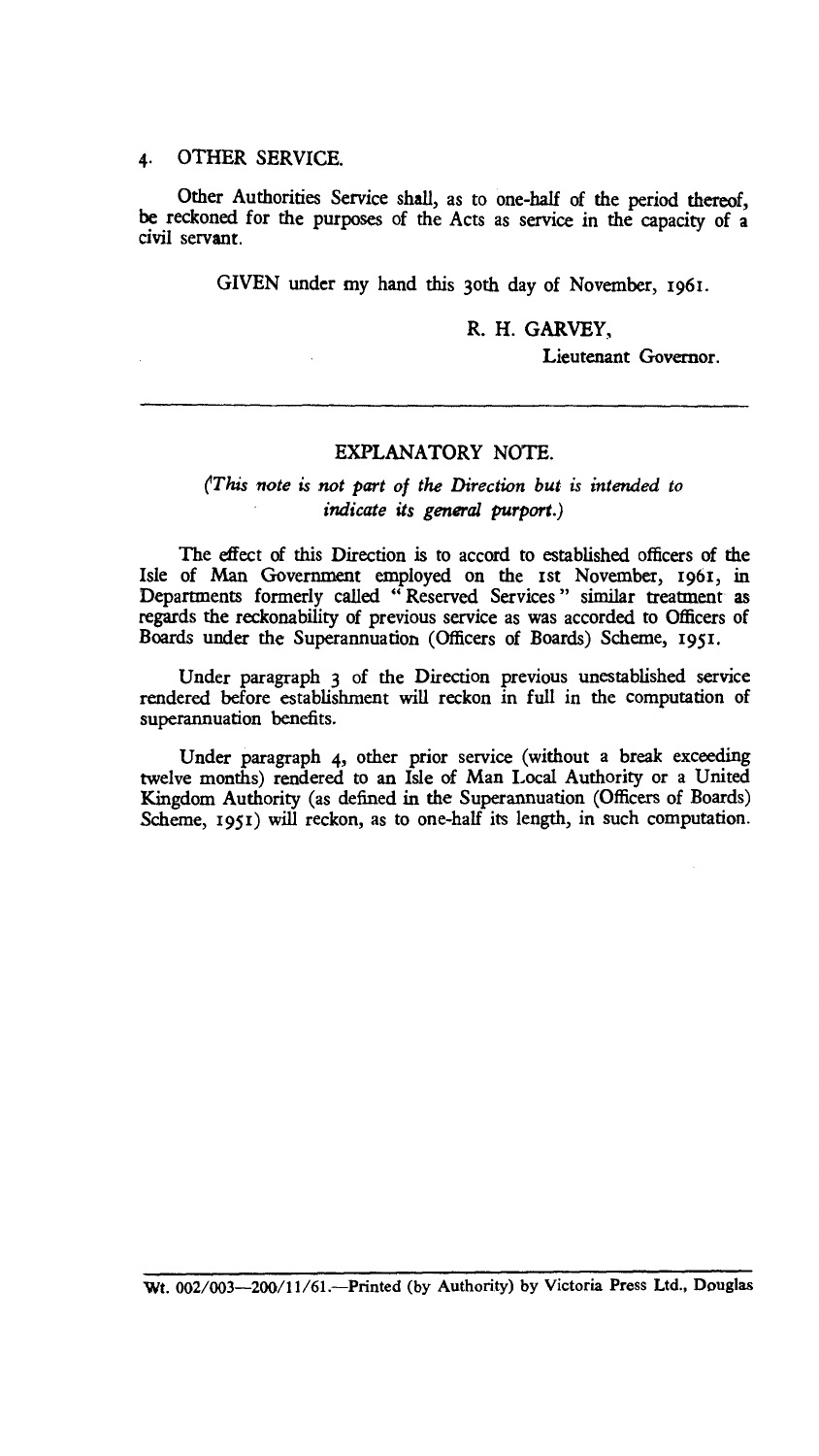## 4. OTHER SERVICE.

Other Authorities Service shall, as to one-half of the period thereof, be reckoned for the purposes of the Acts as service in the capacity of a civil servant.

GIVEN under my hand this 30th day of November, 1961.

R. H. GARVEY,
Lieutenant Governor.

---

## EXPLANATORY NOTE.

*(This note is not part of the Direction but is intended to indicate its general purport.)*

The effect of this Direction is to accord to established officers of the Isle of Man Government employed on the 1st November, 1961, in Departments formerly called "Reserved Services" similar treatment as regards the reckonability of previous service as was accorded to Officers of Boards under the Superannuation (Officers of Boards) Scheme, 1951.

Under paragraph 3 of the Direction previous unestablished service rendered before establishment will reckon in full in the computation of superannuation benefits.

Under paragraph 4, other prior service (without a break exceeding twelve months) rendered to an Isle of Man Local Authority or a United Kingdom Authority (as defined in the Superannuation (Officers of Boards) Scheme, 1951) will reckon, as to one-half its length, in such computation.

---

Wt. 002/003—200/11/61.—Printed (by Authority) by Victoria Press Ltd., Douglas